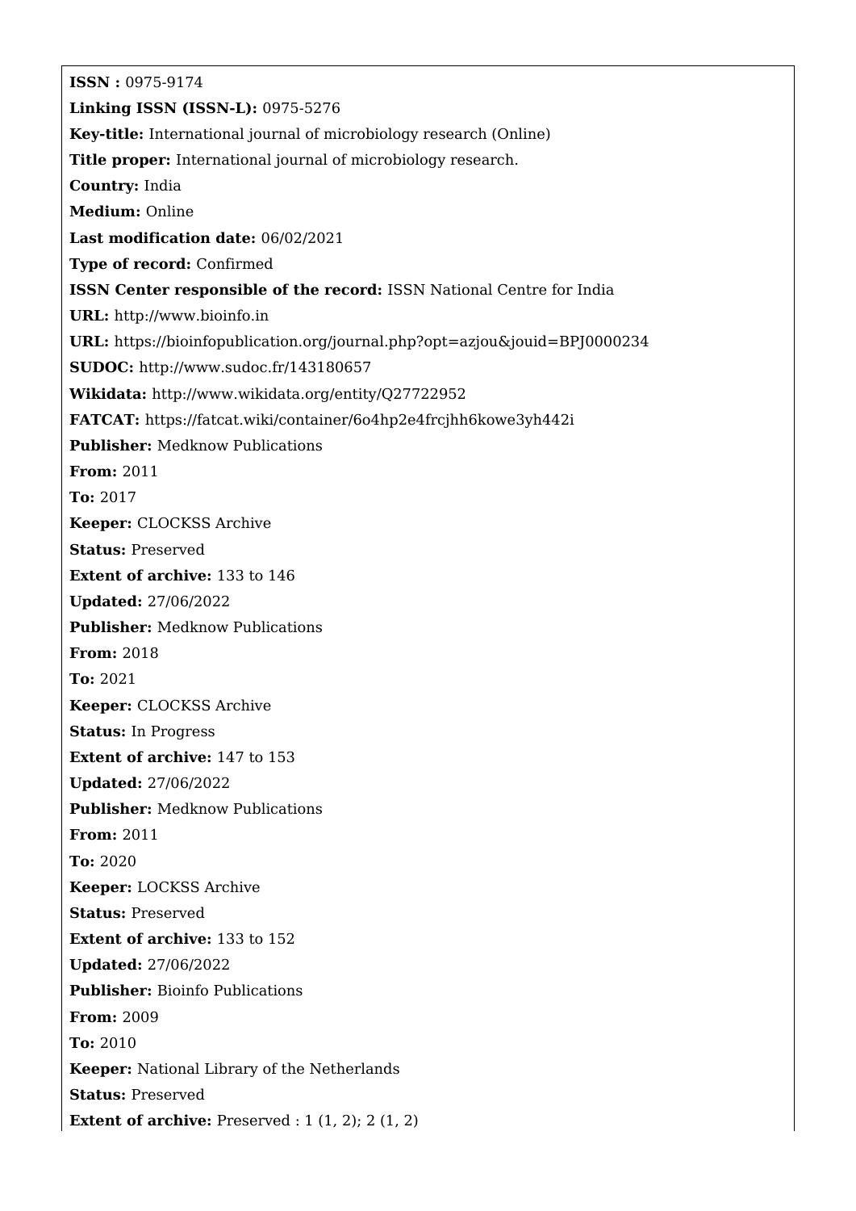**ISSN :** 0975-9174

**Linking ISSN (ISSN-L):** 0975-5276

**Key-title:** International journal of microbiology research (Online)

**Title proper:** International journal of microbiology research.

**Country:** India

**Medium:** Online

**Last modification date:** 06/02/2021

**Type of record:** Confirmed

**ISSN Center responsible of the record:** ISSN National Centre for India

**URL:** http://www.bioinfo.in

**URL:** https://bioinfopublication.org/journal.php?opt=azjou&jouid=BPJ0000234

**SUDOC:** http://www.sudoc.fr/143180657

**Wikidata:** http://www.wikidata.org/entity/Q27722952

**FATCAT:** https://fatcat.wiki/container/6o4hp2e4frcjhh6kowe3yh442i

**Publisher:** Medknow Publications

**From:** 2011

**To:** 2017

**Keeper:** CLOCKSS Archive

**Status:** Preserved

**Extent of archive:** 133 to 146

**Updated:** 27/06/2022

**Publisher:** Medknow Publications

**From:** 2018

**To:** 2021

**Keeper:** CLOCKSS Archive

**Status:** In Progress

**Extent of archive:** 147 to 153

**Updated:** 27/06/2022

**Publisher:** Medknow Publications

**From:** 2011

**To:** 2020

**Keeper:** LOCKSS Archive

**Status:** Preserved

**Extent of archive:** 133 to 152

**Updated:** 27/06/2022

**Publisher:** Bioinfo Publications

**From:** 2009

**To:** 2010

**Keeper:** National Library of the Netherlands

**Status:** Preserved

**Extent of archive:** Preserved : 1 (1, 2); 2 (1, 2)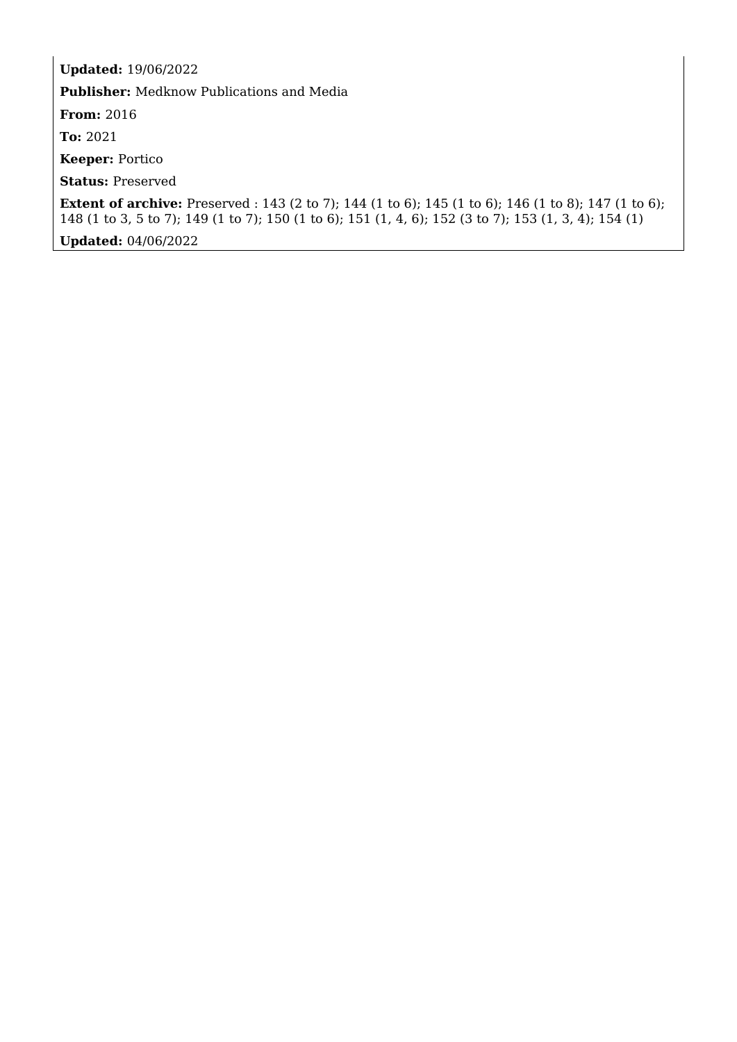**Updated:** 19/06/2022

**Publisher:** Medknow Publications and Media

**From:** 2016

**To:** 2021

**Keeper:** Portico

**Status:** Preserved

**Extent of archive:** Preserved : 143 (2 to 7); 144 (1 to 6); 145 (1 to 6); 146 (1 to 8); 147 (1 to 6); 148 (1 to 3, 5 to 7); 149 (1 to 7); 150 (1 to 6); 151 (1, 4, 6); 152 (3 to 7); 153 (1, 3, 4); 154 (1)

**Updated:** 04/06/2022